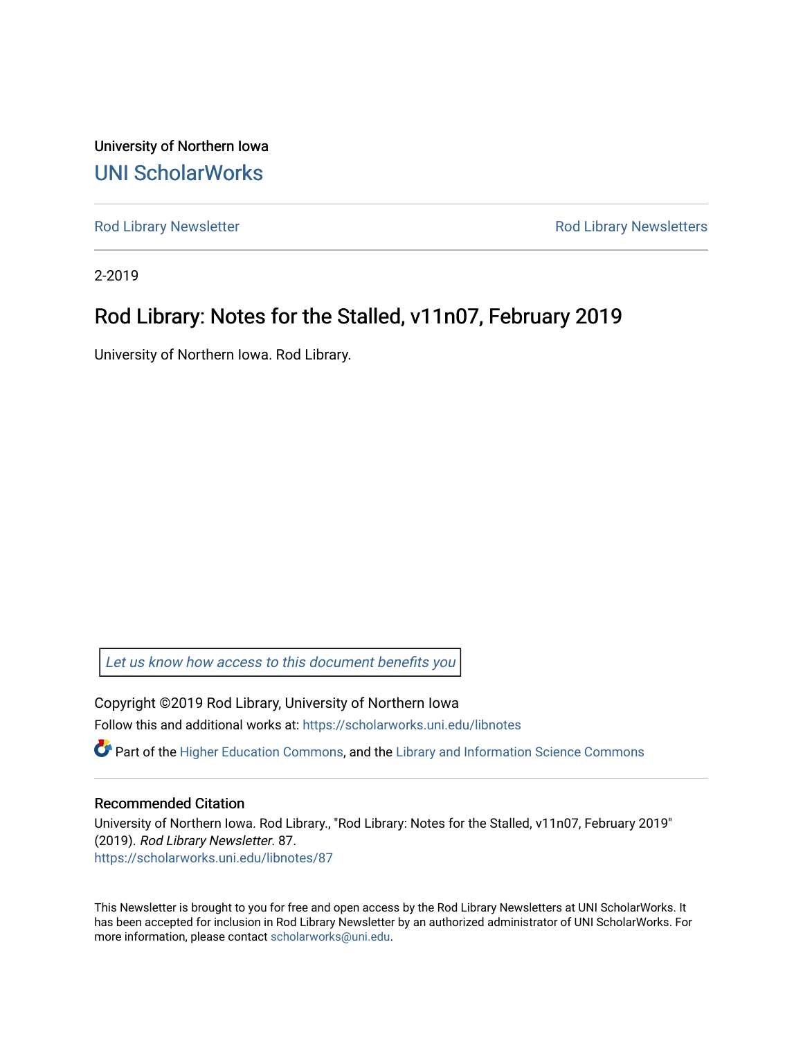University of Northern Iowa

# UNI ScholarWorks

Rod Library Newsletter | Rod Library Newsletters

2-2019

## Rod Library: Notes for the Stalled, v11n07, February 2019

University of Northern Iowa. Rod Library.

*Let us know how access to this document benefits you*

Copyright ©2019 Rod Library, University of Northern Iowa

Follow this and additional works at: https://scholarworks.uni.edu/libnotes

Part of the Higher Education Commons, and the Library and Information Science Commons

### Recommended Citation

University of Northern Iowa. Rod Library., "Rod Library: Notes for the Stalled, v11n07, February 2019" (2019). *Rod Library Newsletter*. 87.
https://scholarworks.uni.edu/libnotes/87

This Newsletter is brought to you for free and open access by the Rod Library Newsletters at UNI ScholarWorks. It has been accepted for inclusion in Rod Library Newsletter by an authorized administrator of UNI ScholarWorks. For more information, please contact scholarworks@uni.edu.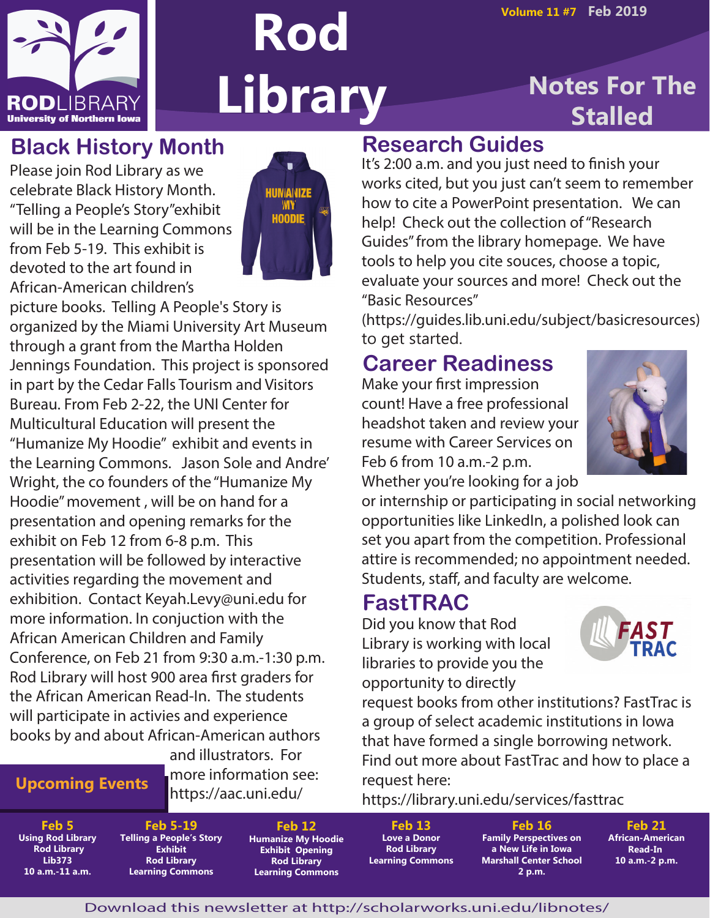# Rod Library

## Notes For The Stalled

## Black History Month

Please join Rod Library as we celebrate Black History Month. "Telling a People's Story"exhibit will be in the Learning Commons from Feb 5-19. This exhibit is devoted to the art found in African-American children's picture books. Telling A People's Story is organized by the Miami University Art Museum through a grant from the Martha Holden Jennings Foundation. This project is sponsored in part by the Cedar Falls Tourism and Visitors Bureau. From Feb 2-22, the UNI Center for Multicultural Education will present the "Humanize My Hoodie" exhibit and events in the Learning Commons. Jason Sole and Andre' Wright, the co founders of the "Humanize My Hoodie" movement , will be on hand for a presentation and opening remarks for the exhibit on Feb 12 from 6-8 p.m. This presentation will be followed by interactive activities regarding the movement and exhibition. Contact Keyah.Levy@uni.edu for more information. In conjuction with the African American Children and Family Conference, on Feb 21 from 9:30 a.m.-1:30 p.m. Rod Library will host 900 area first graders for the African American Read-In. The students will participate in activies and experience books by and about African-American authors and illustrators. For more information see: https://aac.uni.edu/

## Research Guides

It's 2:00 a.m. and you just need to finish your works cited, but you just can't seem to remember how to cite a PowerPoint presentation. We can help! Check out the collection of "Research Guides" from the library homepage. We have tools to help you cite souces, choose a topic, evaluate your sources and more! Check out the "Basic Resources" (https://guides.lib.uni.edu/subject/basicresources) to get started.

## Career Readiness

Make your first impression count! Have a free professional headshot taken and review your resume with Career Services on Feb 6 from 10 a.m.-2 p.m. Whether you're looking for a job or internship or participating in social networking opportunities like LinkedIn, a polished look can set you apart from the competition. Professional attire is recommended; no appointment needed. Students, staff, and faculty are welcome.

## FastTRAC

Did you know that Rod Library is working with local libraries to provide you the opportunity to directly request books from other institutions? FastTrac is a group of select academic institutions in Iowa that have formed a single borrowing network. Find out more about FastTrac and how to place a request here: https://library.uni.edu/services/fasttrac

## Upcoming Events

**Feb 5**
Using Rod Library
Rod Library
Lib373
10 a.m.-11 a.m.

**Feb 5-19**
Telling a People's Story Exhibit
Rod Library
Learning Commons

**Feb 12**
Humanize My Hoodie Exhibit Opening
Rod Library
Learning Commons

**Feb 13**
Love a Donor
Rod Library
Learning Commons

**Feb 16**
Family Perspectives on a New Life in Iowa
Marshall Center School
2 p.m.

**Feb 21**
African-American Read-In
10 a.m.-2 p.m.

Download this newsletter at http://scholarworks.uni.edu/libnotes/